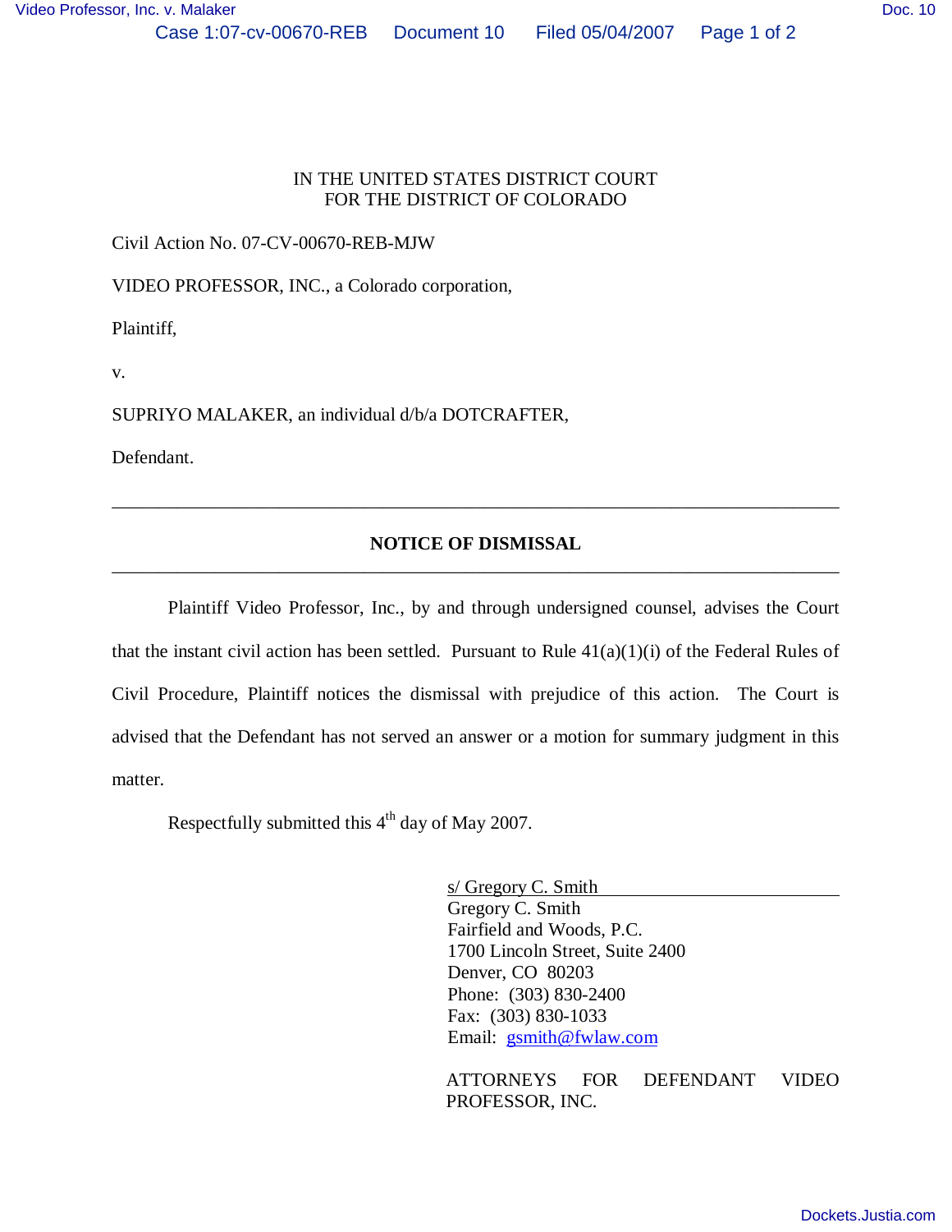IN THE UNITED STATES DISTRICT COURT
FOR THE DISTRICT OF COLORADO

Civil Action No. 07-CV-00670-REB-MJW

VIDEO PROFESSOR, INC., a Colorado corporation,

Plaintiff,

v.

SUPRIYO MALAKER, an individual d/b/a DOTCRAFTER,

Defendant.

---

## NOTICE OF DISMISSAL

---

Plaintiff Video Professor, Inc., by and through undersigned counsel, advises the Court that the instant civil action has been settled. Pursuant to Rule 41(a)(1)(i) of the Federal Rules of Civil Procedure, Plaintiff notices the dismissal with prejudice of this action. The Court is advised that the Defendant has not served an answer or a motion for summary judgment in this matter.

Respectfully submitted this 4th day of May 2007.

s/ Gregory C. Smith
Gregory C. Smith
Fairfield and Woods, P.C.
1700 Lincoln Street, Suite 2400
Denver, CO 80203
Phone: (303) 830-2400
Fax: (303) 830-1033
Email: gsmith@fwlaw.com

ATTORNEYS FOR DEFENDANT VIDEO PROFESSOR, INC.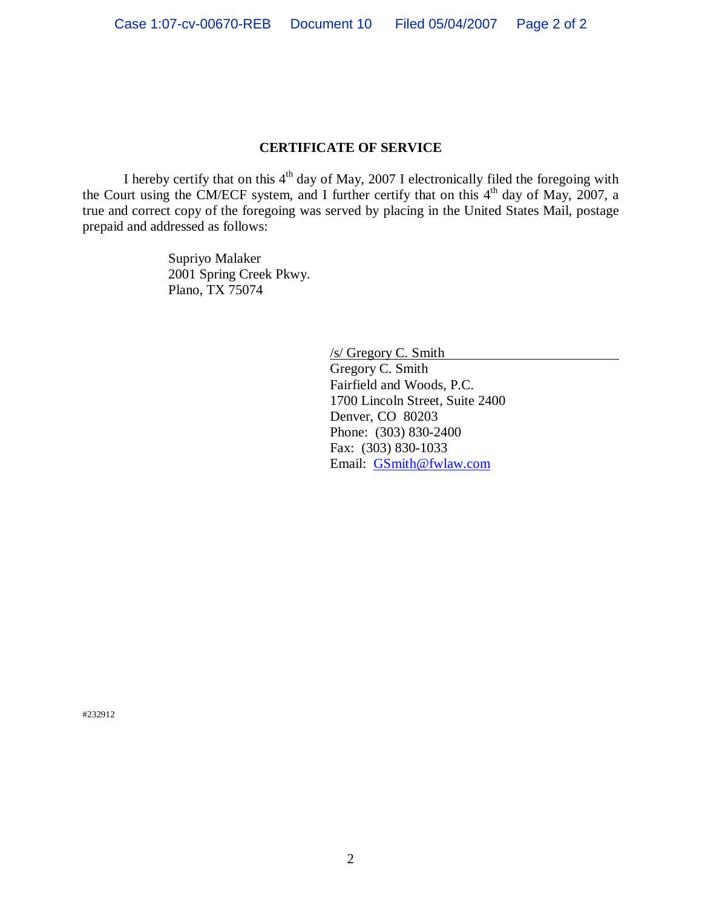## CERTIFICATE OF SERVICE

I hereby certify that on this 4th day of May, 2007 I electronically filed the foregoing with the Court using the CM/ECF system, and I further certify that on this 4th day of May, 2007, a true and correct copy of the foregoing was served by placing in the United States Mail, postage prepaid and addressed as follows:

Supriyo Malaker
2001 Spring Creek Pkwy.
Plano, TX 75074

/s/ Gregory C. Smith
Gregory C. Smith
Fairfield and Woods, P.C.
1700 Lincoln Street, Suite 2400
Denver, CO 80203
Phone: (303) 830-2400
Fax: (303) 830-1033
Email: GSmith@fwlaw.com

#232912